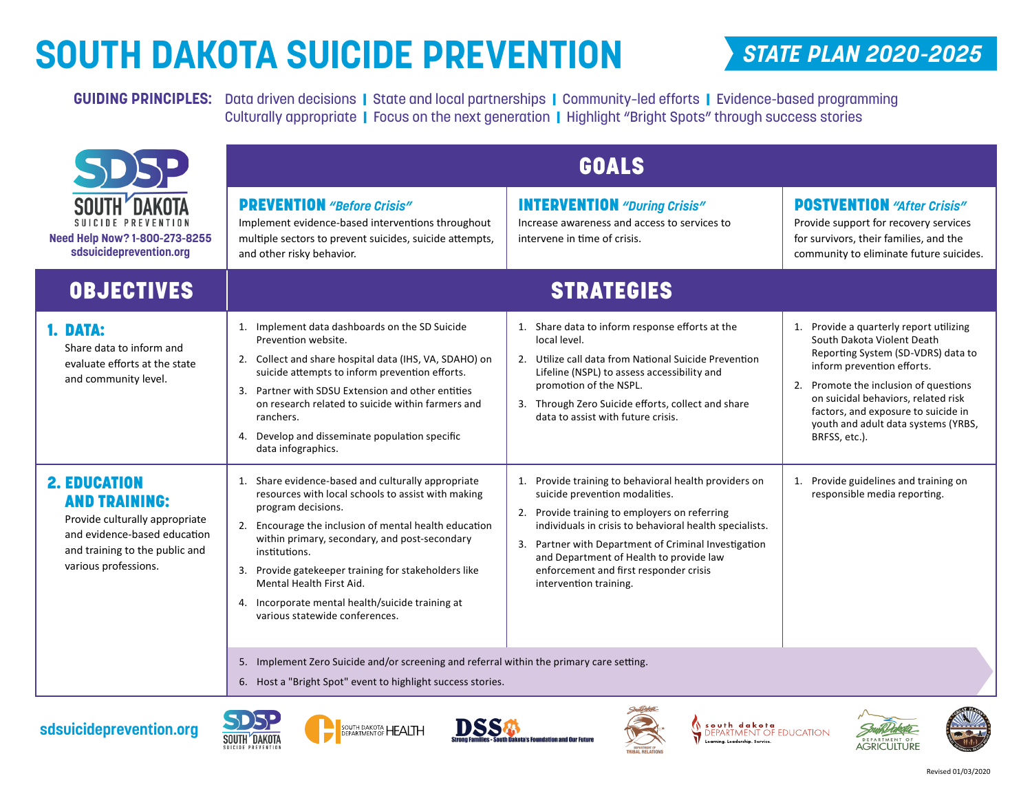# SOUTH DAKOTA SUICIDE PREVENTION

## STATE PLAN 2020-2025

**GUIDING PRINCIPLES:** Data driven decisions | State and local partnerships | Community-led efforts | Evidence-based programming | Culturally appropriate | Focus on the next generation | Highlight "Bright Spots" through success stories

SDSP South Dakota Suicide Prevention
**Need Help Now? 1-800-273-8255**
**sdsuicideprevention.org**

## GOALS

| | PREVENTION *"Before Crisis"* | INTERVENTION *"During Crisis"* | POSTVENTION *"After Crisis"* |
|---|---|---|---|
| **GOALS** | Implement evidence-based interventions throughout multiple sectors to prevent suicides, suicide attempts, and other risky behavior. | Increase awareness and access to services to intervene in time of crisis. | Provide support for recovery services for survivors, their families, and the community to eliminate future suicides. |
| **OBJECTIVES** | **STRATEGIES** | | |
| **1. DATA:** Share data to inform and evaluate efforts at the state and community level. | 1. Implement data dashboards on the SD Suicide Prevention website.<br>2. Collect and share hospital data (IHS, VA, SDAHO) on suicide attempts to inform prevention efforts.<br>3. Partner with SDSU Extension and other entities on research related to suicide within farmers and ranchers.<br>4. Develop and disseminate population specific data infographics. | 1. Share data to inform response efforts at the local level.<br>2. Utilize call data from National Suicide Prevention Lifeline (NSPL) to assess accessibility and promotion of the NSPL.<br>3. Through Zero Suicide efforts, collect and share data to assist with future crisis. | 1. Provide a quarterly report utilizing South Dakota Violent Death Reporting System (SD-VDRS) data to inform prevention efforts.<br>2. Promote the inclusion of questions on suicidal behaviors, related risk factors, and exposure to suicide in youth and adult data systems (YRBS, BRFSS, etc.). |
| **2. EDUCATION AND TRAINING:** Provide culturally appropriate and evidence-based education and training to the public and various professions. | 1. Share evidence-based and culturally appropriate resources with local schools to assist with making program decisions.<br>2. Encourage the inclusion of mental health education within primary, secondary, and post-secondary institutions.<br>3. Provide gatekeeper training for stakeholders like Mental Health First Aid.<br>4. Incorporate mental health/suicide training at various statewide conferences. | 1. Provide training to behavioral health providers on suicide prevention modalities.<br>2. Provide training to employers on referring individuals in crisis to behavioral health specialists.<br>3. Partner with Department of Criminal Investigation and Department of Health to provide law enforcement and first responder crisis intervention training. | 1. Provide guidelines and training on responsible media reporting. |
| | 5. Implement Zero Suicide and/or screening and referral within the primary care setting.<br>6. Host a "Bright Spot" event to highlight success stories. | | |

sdsuicideprevention.org

Revised 01/03/2020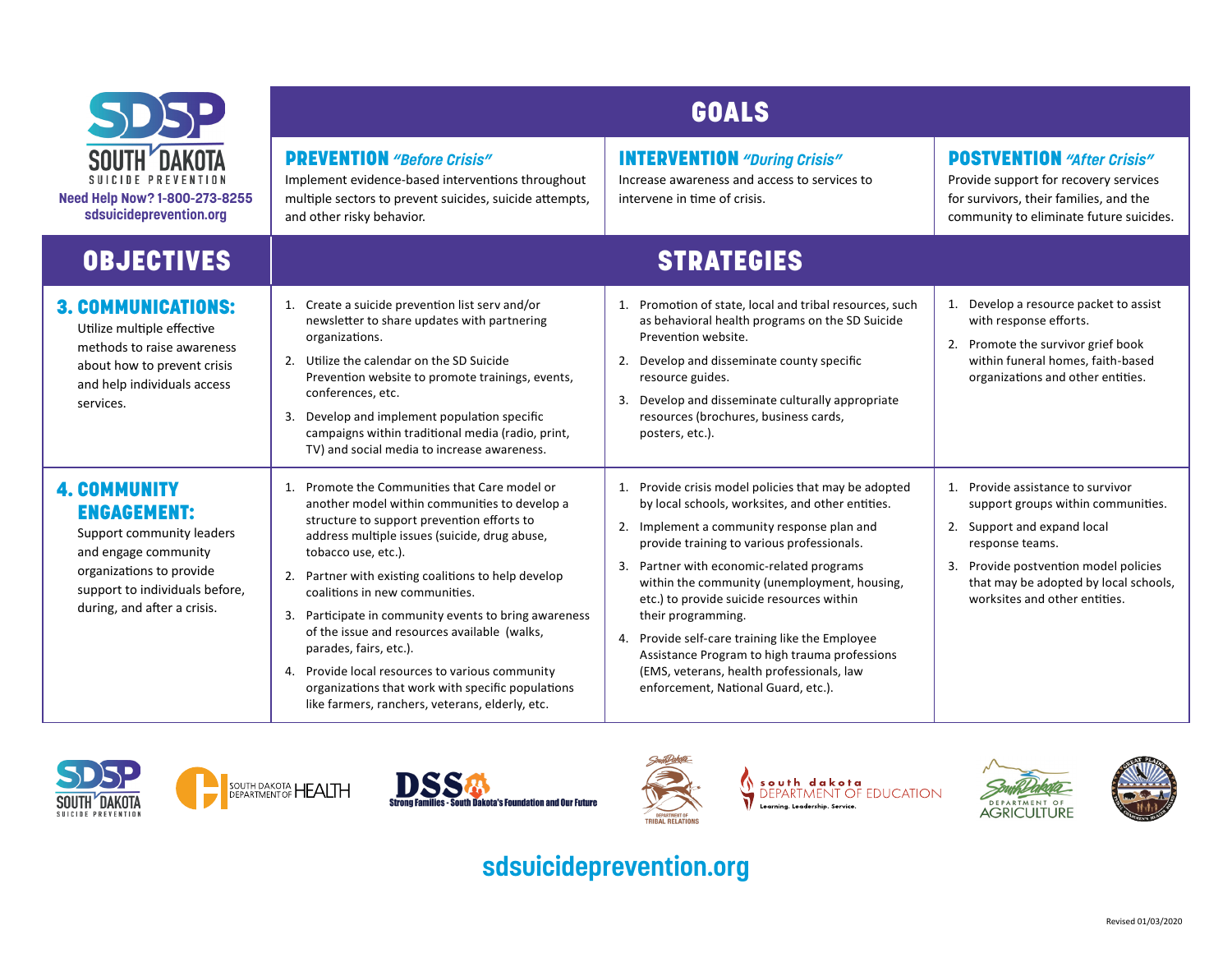SDSP SOUTH DAKOTA SUICIDE PREVENTION

Need Help Now? 1-800-273-8255
sdsuicideprevention.org

## GOALS

| | PREVENTION *"Before Crisis"* | INTERVENTION *"During Crisis"* | POSTVENTION *"After Crisis"* |
|---|---|---|---|
| | Implement evidence-based interventions throughout multiple sectors to prevent suicides, suicide attempts, and other risky behavior. | Increase awareness and access to services to intervene in time of crisis. | Provide support for recovery services for survivors, their families, and the community to eliminate future suicides. |
| **OBJECTIVES** | **STRATEGIES** | | |
| **3. COMMUNICATIONS:** Utilize multiple effective methods to raise awareness about how to prevent crisis and help individuals access services. | 1. Create a suicide prevention list serv and/or newsletter to share updates with partnering organizations.<br>2. Utilize the calendar on the SD Suicide Prevention website to promote trainings, events, conferences, etc.<br>3. Develop and implement population specific campaigns within traditional media (radio, print, TV) and social media to increase awareness. | 1. Promotion of state, local and tribal resources, such as behavioral health programs on the SD Suicide Prevention website.<br>2. Develop and disseminate county specific resource guides.<br>3. Develop and disseminate culturally appropriate resources (brochures, business cards, posters, etc.). | 1. Develop a resource packet to assist with response efforts.<br>2. Promote the survivor grief book within funeral homes, faith-based organizations and other entities. |
| **4. COMMUNITY ENGAGEMENT:** Support community leaders and engage community organizations to provide support to individuals before, during, and after a crisis. | 1. Promote the Communities that Care model or another model within communities to develop a structure to support prevention efforts to address multiple issues (suicide, drug abuse, tobacco use, etc.).<br>2. Partner with existing coalitions to help develop coalitions in new communities.<br>3. Participate in community events to bring awareness of the issue and resources available (walks, parades, fairs, etc.).<br>4. Provide local resources to various community organizations that work with specific populations like farmers, ranchers, veterans, elderly, etc. | 1. Provide crisis model policies that may be adopted by local schools, worksites, and other entities.<br>2. Implement a community response plan and provide training to various professionals.<br>3. Partner with economic-related programs within the community (unemployment, housing, etc.) to provide suicide resources within their programming.<br>4. Provide self-care training like the Employee Assistance Program to high trauma professions (EMS, veterans, health professionals, law enforcement, National Guard, etc.). | 1. Provide assistance to survivor support groups within communities.<br>2. Support and expand local response teams.<br>3. Provide postvention model policies that may be adopted by local schools, worksites and other entities. |

SDSP South Dakota Suicide Prevention · South Dakota Department of Health · DSS Strong Families - South Dakota's Foundation and Our Future · South Dakota Department of Tribal Relations · South Dakota Department of Education Learning. Leadership. Service. · South Dakota Department of Agriculture

sdsuicideprevention.org

Revised 01/03/2020